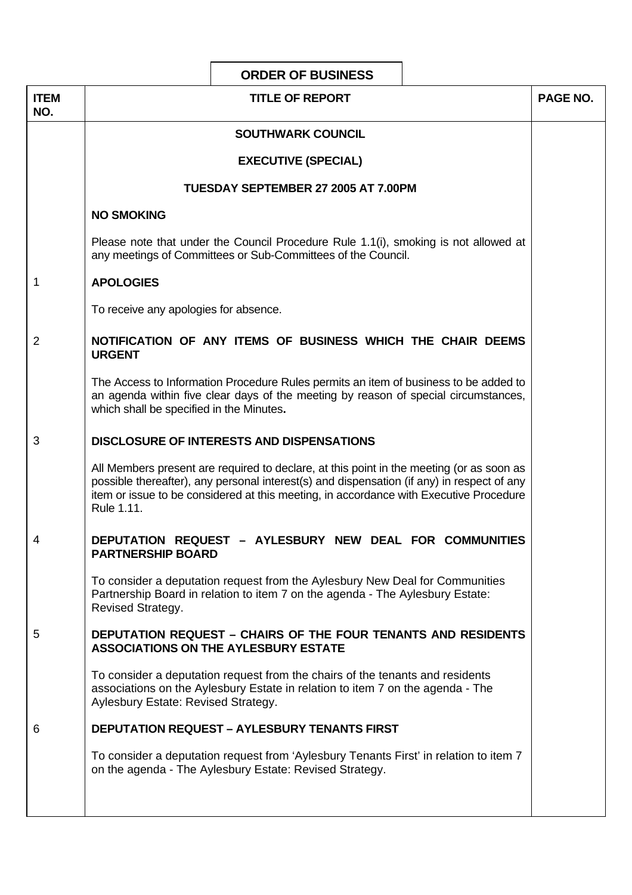# ORDER OF BUSINESS

| ITEM NO. | TITLE OF REPORT | PAGE NO. |
|---|---|---|
| | **SOUTHWARK COUNCIL** | |
| | **EXECUTIVE (SPECIAL)** | |
| | **TUESDAY SEPTEMBER 27 2005 AT 7.00PM** | |
| | **NO SMOKING** | |
| | Please note that under the Council Procedure Rule 1.1(i), smoking is not allowed at any meetings of Committees or Sub-Committees of the Council. | |
| 1 | **APOLOGIES** | |
| | To receive any apologies for absence. | |
| 2 | **NOTIFICATION OF ANY ITEMS OF BUSINESS WHICH THE CHAIR DEEMS URGENT** | |
| | The Access to Information Procedure Rules permits an item of business to be added to an agenda within five clear days of the meeting by reason of special circumstances, which shall be specified in the Minutes. | |
| 3 | **DISCLOSURE OF INTERESTS AND DISPENSATIONS** | |
| | All Members present are required to declare, at this point in the meeting (or as soon as possible thereafter), any personal interest(s) and dispensation (if any) in respect of any item or issue to be considered at this meeting, in accordance with Executive Procedure Rule 1.11. | |
| 4 | **DEPUTATION REQUEST – AYLESBURY NEW DEAL FOR COMMUNITIES PARTNERSHIP BOARD** | |
| | To consider a deputation request from the Aylesbury New Deal for Communities Partnership Board in relation to item 7 on the agenda - The Aylesbury Estate: Revised Strategy. | |
| 5 | **DEPUTATION REQUEST – CHAIRS OF THE FOUR TENANTS AND RESIDENTS ASSOCIATIONS ON THE AYLESBURY ESTATE** | |
| | To consider a deputation request from the chairs of the tenants and residents associations on the Aylesbury Estate in relation to item 7 on the agenda - The Aylesbury Estate: Revised Strategy. | |
| 6 | **DEPUTATION REQUEST – AYLESBURY TENANTS FIRST** | |
| | To consider a deputation request from 'Aylesbury Tenants First' in relation to item 7 on the agenda - The Aylesbury Estate: Revised Strategy. | |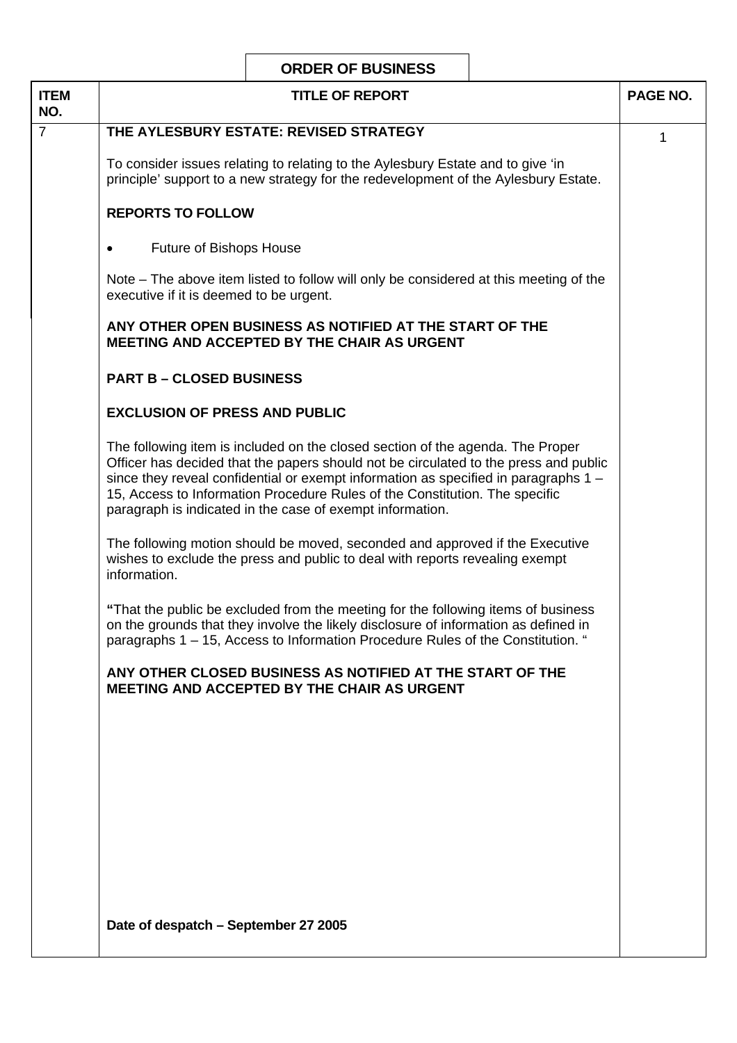## ORDER OF BUSINESS

| ITEM NO. | TITLE OF REPORT | PAGE NO. |
|---|---|---|
| 7 | **THE AYLESBURY ESTATE: REVISED STRATEGY**<br><br>To consider issues relating to relating to the Aylesbury Estate and to give 'in principle' support to a new strategy for the redevelopment of the Aylesbury Estate. | 1 |
| | **REPORTS TO FOLLOW**<br><br>• Future of Bishops House<br><br>Note – The above item listed to follow will only be considered at this meeting of the executive if it is deemed to be urgent.<br><br>**ANY OTHER OPEN BUSINESS AS NOTIFIED AT THE START OF THE MEETING AND ACCEPTED BY THE CHAIR AS URGENT**<br><br>**PART B – CLOSED BUSINESS**<br><br>**EXCLUSION OF PRESS AND PUBLIC**<br><br>The following item is included on the closed section of the agenda. The Proper Officer has decided that the papers should not be circulated to the press and public since they reveal confidential or exempt information as specified in paragraphs 1 – 15, Access to Information Procedure Rules of the Constitution. The specific paragraph is indicated in the case of exempt information.<br><br>The following motion should be moved, seconded and approved if the Executive wishes to exclude the press and public to deal with reports revealing exempt information.<br><br>**"**That the public be excluded from the meeting for the following items of business on the grounds that they involve the likely disclosure of information as defined in paragraphs 1 – 15, Access to Information Procedure Rules of the Constitution. "<br><br>**ANY OTHER CLOSED BUSINESS AS NOTIFIED AT THE START OF THE MEETING AND ACCEPTED BY THE CHAIR AS URGENT**<br><br>**Date of despatch – September 27 2005** | |